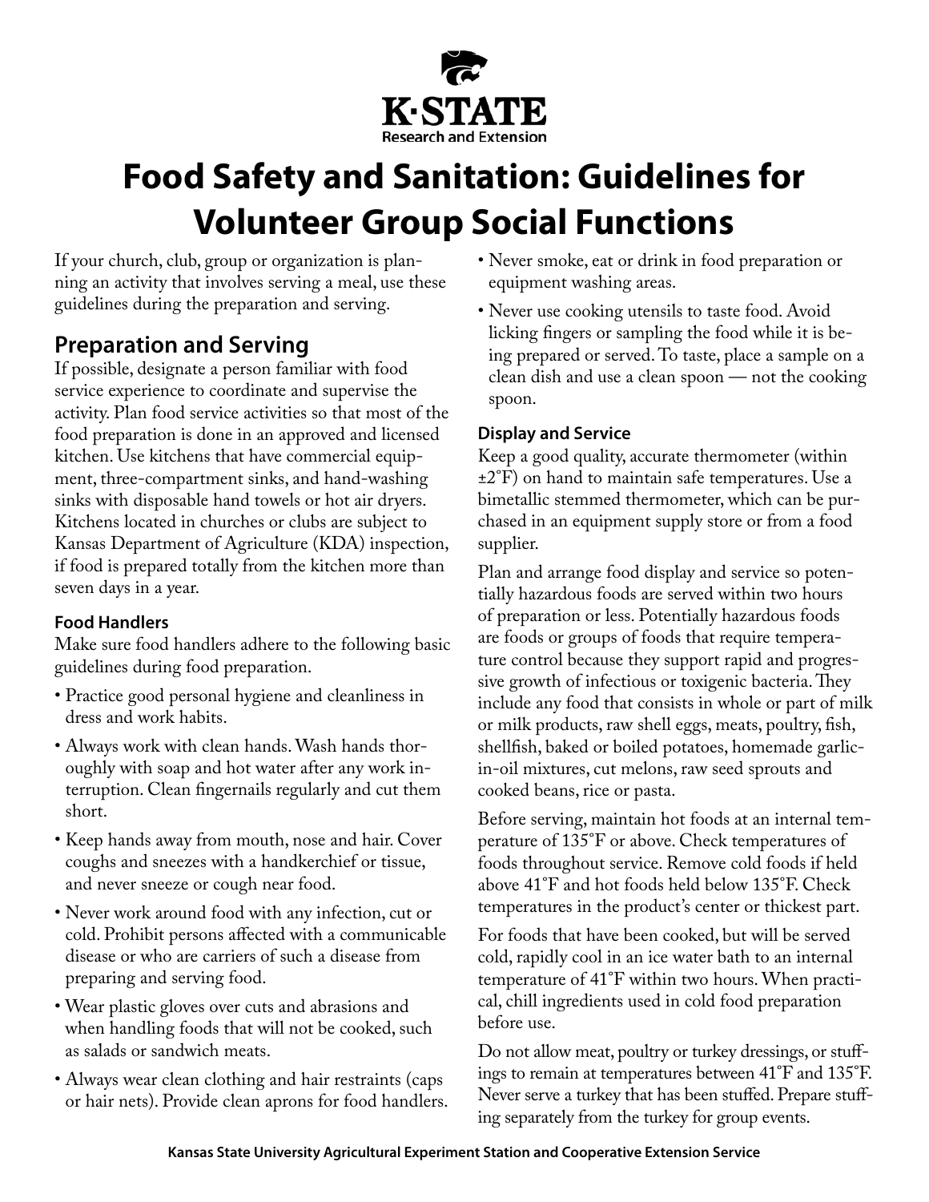# Food Safety and Sanitation: Guidelines for Volunteer Group Social Functions

If your church, club, group or organization is planning an activity that involves serving a meal, use these guidelines during the preparation and serving.

## Preparation and Serving

If possible, designate a person familiar with food service experience to coordinate and supervise the activity. Plan food service activities so that most of the food preparation is done in an approved and licensed kitchen. Use kitchens that have commercial equipment, three-compartment sinks, and hand-washing sinks with disposable hand towels or hot air dryers. Kitchens located in churches or clubs are subject to Kansas Department of Agriculture (KDA) inspection, if food is prepared totally from the kitchen more than seven days in a year.

### Food Handlers

Make sure food handlers adhere to the following basic guidelines during food preparation.

- Practice good personal hygiene and cleanliness in dress and work habits.
- Always work with clean hands. Wash hands thoroughly with soap and hot water after any work interruption. Clean fingernails regularly and cut them short.
- Keep hands away from mouth, nose and hair. Cover coughs and sneezes with a handkerchief or tissue, and never sneeze or cough near food.
- Never work around food with any infection, cut or cold. Prohibit persons affected with a communicable disease or who are carriers of such a disease from preparing and serving food.
- Wear plastic gloves over cuts and abrasions and when handling foods that will not be cooked, such as salads or sandwich meats.
- Always wear clean clothing and hair restraints (caps or hair nets). Provide clean aprons for food handlers.
- Never smoke, eat or drink in food preparation or equipment washing areas.
- Never use cooking utensils to taste food. Avoid licking fingers or sampling the food while it is being prepared or served. To taste, place a sample on a clean dish and use a clean spoon — not the cooking spoon.

### Display and Service

Keep a good quality, accurate thermometer (within ±2°F) on hand to maintain safe temperatures. Use a bimetallic stemmed thermometer, which can be purchased in an equipment supply store or from a food supplier.

Plan and arrange food display and service so potentially hazardous foods are served within two hours of preparation or less. Potentially hazardous foods are foods or groups of foods that require temperature control because they support rapid and progressive growth of infectious or toxigenic bacteria. They include any food that consists in whole or part of milk or milk products, raw shell eggs, meats, poultry, fish, shellfish, baked or boiled potatoes, homemade garlic-in-oil mixtures, cut melons, raw seed sprouts and cooked beans, rice or pasta.

Before serving, maintain hot foods at an internal temperature of 135°F or above. Check temperatures of foods throughout service. Remove cold foods if held above 41°F and hot foods held below 135°F. Check temperatures in the product's center or thickest part.

For foods that have been cooked, but will be served cold, rapidly cool in an ice water bath to an internal temperature of 41°F within two hours. When practical, chill ingredients used in cold food preparation before use.

Do not allow meat, poultry or turkey dressings, or stuffings to remain at temperatures between 41°F and 135°F. Never serve a turkey that has been stuffed. Prepare stuffing separately from the turkey for group events.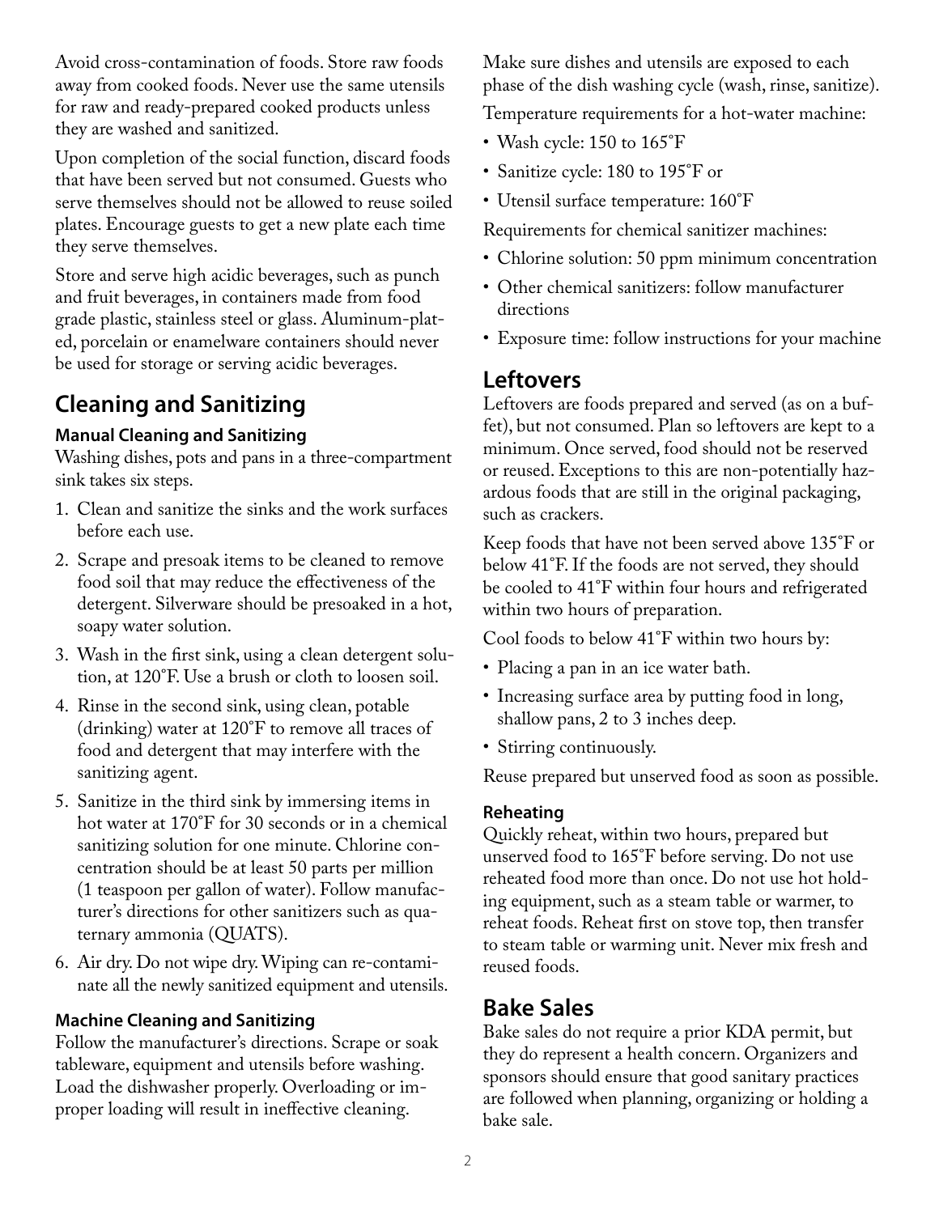Avoid cross-contamination of foods. Store raw foods away from cooked foods. Never use the same utensils for raw and ready-prepared cooked products unless they are washed and sanitized.

Upon completion of the social function, discard foods that have been served but not consumed. Guests who serve themselves should not be allowed to reuse soiled plates. Encourage guests to get a new plate each time they serve themselves.

Store and serve high acidic beverages, such as punch and fruit beverages, in containers made from food grade plastic, stainless steel or glass. Aluminum-plated, porcelain or enamelware containers should never be used for storage or serving acidic beverages.

## Cleaning and Sanitizing

### Manual Cleaning and Sanitizing

Washing dishes, pots and pans in a three-compartment sink takes six steps.

1. Clean and sanitize the sinks and the work surfaces before each use.
2. Scrape and presoak items to be cleaned to remove food soil that may reduce the effectiveness of the detergent. Silverware should be presoaked in a hot, soapy water solution.
3. Wash in the first sink, using a clean detergent solution, at 120˚F. Use a brush or cloth to loosen soil.
4. Rinse in the second sink, using clean, potable (drinking) water at 120˚F to remove all traces of food and detergent that may interfere with the sanitizing agent.
5. Sanitize in the third sink by immersing items in hot water at 170˚F for 30 seconds or in a chemical sanitizing solution for one minute. Chlorine concentration should be at least 50 parts per million (1 teaspoon per gallon of water). Follow manufacturer's directions for other sanitizers such as quaternary ammonia (QUATS).
6. Air dry. Do not wipe dry. Wiping can re-contaminate all the newly sanitized equipment and utensils.

### Machine Cleaning and Sanitizing

Follow the manufacturer's directions. Scrape or soak tableware, equipment and utensils before washing. Load the dishwasher properly. Overloading or improper loading will result in ineffective cleaning.

Make sure dishes and utensils are exposed to each phase of the dish washing cycle (wash, rinse, sanitize).

Temperature requirements for a hot-water machine:

- Wash cycle: 150 to 165˚F
- Sanitize cycle: 180 to 195˚F or
- Utensil surface temperature: 160˚F

Requirements for chemical sanitizer machines:

- Chlorine solution: 50 ppm minimum concentration
- Other chemical sanitizers: follow manufacturer directions
- Exposure time: follow instructions for your machine

## Leftovers

Leftovers are foods prepared and served (as on a buffet), but not consumed. Plan so leftovers are kept to a minimum. Once served, food should not be reserved or reused. Exceptions to this are non-potentially hazardous foods that are still in the original packaging, such as crackers.

Keep foods that have not been served above 135˚F or below 41˚F. If the foods are not served, they should be cooled to 41˚F within four hours and refrigerated within two hours of preparation.

Cool foods to below 41˚F within two hours by:

- Placing a pan in an ice water bath.
- Increasing surface area by putting food in long, shallow pans, 2 to 3 inches deep.
- Stirring continuously.

Reuse prepared but unserved food as soon as possible.

### Reheating

Quickly reheat, within two hours, prepared but unserved food to 165˚F before serving. Do not use reheated food more than once. Do not use hot holding equipment, such as a steam table or warmer, to reheat foods. Reheat first on stove top, then transfer to steam table or warming unit. Never mix fresh and reused foods.

## Bake Sales

Bake sales do not require a prior KDA permit, but they do represent a health concern. Organizers and sponsors should ensure that good sanitary practices are followed when planning, organizing or holding a bake sale.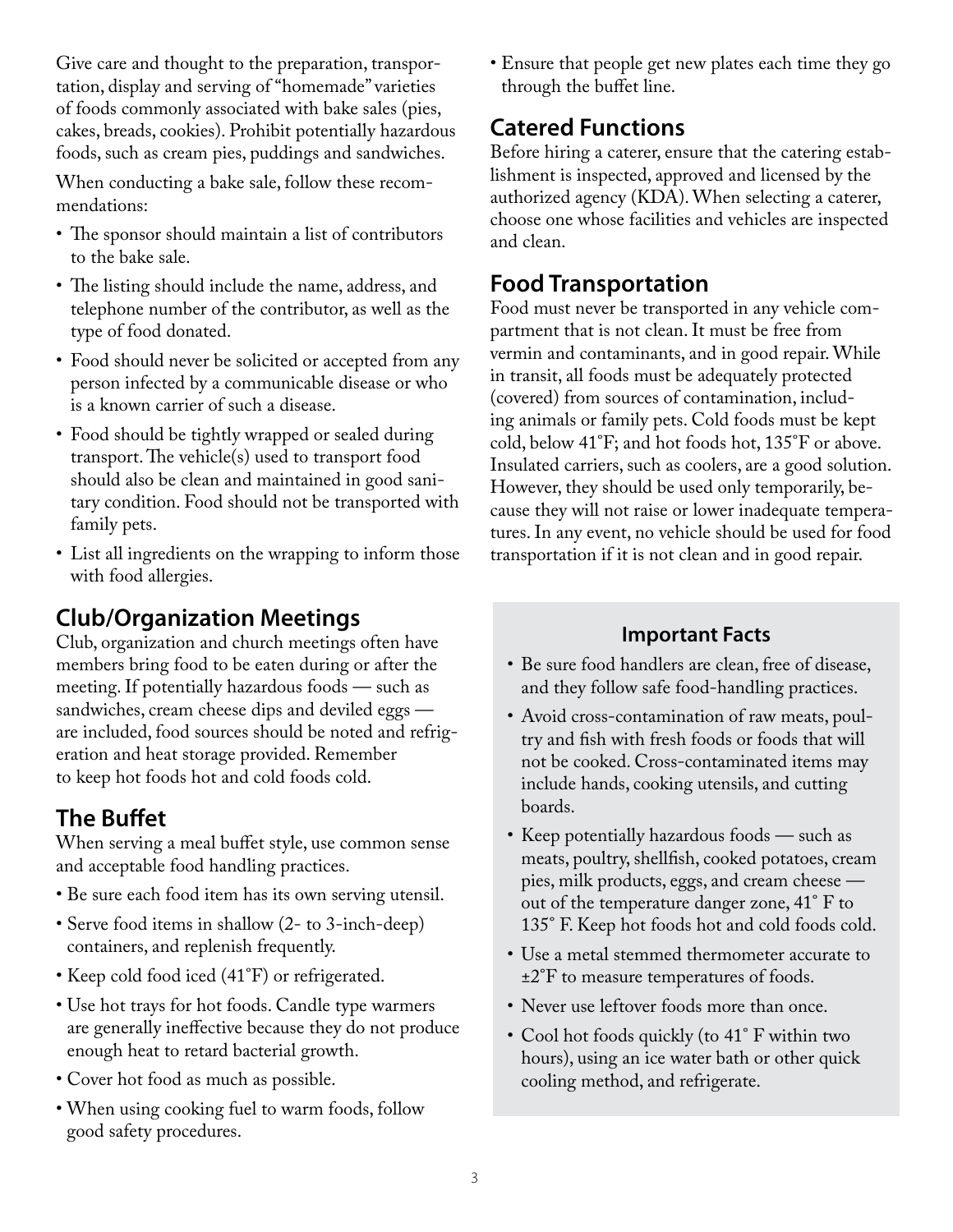Give care and thought to the preparation, transportation, display and serving of "homemade" varieties of foods commonly associated with bake sales (pies, cakes, breads, cookies). Prohibit potentially hazardous foods, such as cream pies, puddings and sandwiches.

When conducting a bake sale, follow these recommendations:

- The sponsor should maintain a list of contributors to the bake sale.
- The listing should include the name, address, and telephone number of the contributor, as well as the type of food donated.
- Food should never be solicited or accepted from any person infected by a communicable disease or who is a known carrier of such a disease.
- Food should be tightly wrapped or sealed during transport. The vehicle(s) used to transport food should also be clean and maintained in good sanitary condition. Food should not be transported with family pets.
- List all ingredients on the wrapping to inform those with food allergies.

## Club/Organization Meetings

Club, organization and church meetings often have members bring food to be eaten during or after the meeting. If potentially hazardous foods — such as sandwiches, cream cheese dips and deviled eggs — are included, food sources should be noted and refrigeration and heat storage provided. Remember to keep hot foods hot and cold foods cold.

## The Buffet

When serving a meal buffet style, use common sense and acceptable food handling practices.

- Be sure each food item has its own serving utensil.
- Serve food items in shallow (2- to 3-inch-deep) containers, and replenish frequently.
- Keep cold food iced (41˚F) or refrigerated.
- Use hot trays for hot foods. Candle type warmers are generally ineffective because they do not produce enough heat to retard bacterial growth.
- Cover hot food as much as possible.
- When using cooking fuel to warm foods, follow good safety procedures.
- Ensure that people get new plates each time they go through the buffet line.

## Catered Functions

Before hiring a caterer, ensure that the catering establishment is inspected, approved and licensed by the authorized agency (KDA). When selecting a caterer, choose one whose facilities and vehicles are inspected and clean.

## Food Transportation

Food must never be transported in any vehicle compartment that is not clean. It must be free from vermin and contaminants, and in good repair. While in transit, all foods must be adequately protected (covered) from sources of contamination, including animals or family pets. Cold foods must be kept cold, below 41˚F; and hot foods hot, 135˚F or above. Insulated carriers, such as coolers, are a good solution. However, they should be used only temporarily, because they will not raise or lower inadequate temperatures. In any event, no vehicle should be used for food transportation if it is not clean and in good repair.

### Important Facts

- Be sure food handlers are clean, free of disease, and they follow safe food-handling practices.
- Avoid cross-contamination of raw meats, poultry and fish with fresh foods or foods that will not be cooked. Cross-contaminated items may include hands, cooking utensils, and cutting boards.
- Keep potentially hazardous foods — such as meats, poultry, shellfish, cooked potatoes, cream pies, milk products, eggs, and cream cheese — out of the temperature danger zone, 41˚ F to 135˚ F. Keep hot foods hot and cold foods cold.
- Use a metal stemmed thermometer accurate to ±2˚F to measure temperatures of foods.
- Never use leftover foods more than once.
- Cool hot foods quickly (to 41˚ F within two hours), using an ice water bath or other quick cooling method, and refrigerate.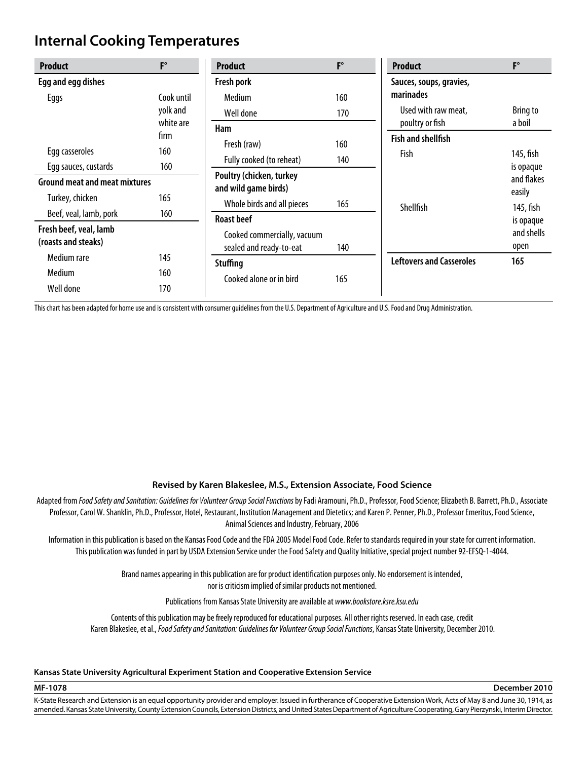## Internal Cooking Temperatures

| Product | F° |
|---|---|
| **Egg and egg dishes** | |
| Eggs | Cook until yolk and white are firm |
| Egg casseroles | 160 |
| Egg sauces, custards | 160 |
| **Ground meat and meat mixtures** | |
| Turkey, chicken | 165 |
| Beef, veal, lamb, pork | 160 |
| **Fresh beef, veal, lamb (roasts and steaks)** | |
| Medium rare | 145 |
| Medium | 160 |
| Well done | 170 |

| Product | F° |
|---|---|
| **Fresh pork** | |
| Medium | 160 |
| Well done | 170 |
| **Ham** | |
| Fresh (raw) | 160 |
| Fully cooked (to reheat) | 140 |
| **Poultry (chicken, turkey and wild game birds)** | |
| Whole birds and all pieces | 165 |
| **Roast beef** | |
| Cooked commercially, vacuum sealed and ready-to-eat | 140 |
| **Stuffing** | |
| Cooked alone or in bird | 165 |

| Product | F° |
|---|---|
| **Sauces, soups, gravies, marinades** | |
| Used with raw meat, poultry or fish | Bring to a boil |
| **Fish and shellfish** | |
| Fish | 145, fish is opaque and flakes easily |
| Shellfish | 145, fish is opaque and shells open |
| **Leftovers and Casseroles** | **165** |

This chart has been adapted for home use and is consistent with consumer guidelines from the U.S. Department of Agriculture and U.S. Food and Drug Administration.

**Revised by Karen Blakeslee, M.S., Extension Associate, Food Science**

Adapted from *Food Safety and Sanitation: Guidelines for Volunteer Group Social Functions* by Fadi Aramouni, Ph.D., Professor, Food Science; Elizabeth B. Barrett, Ph.D., Associate Professor, Carol W. Shanklin, Ph.D., Professor, Hotel, Restaurant, Institution Management and Dietetics; and Karen P. Penner, Ph.D., Professor Emeritus, Food Science, Animal Sciences and Industry, February, 2006

Information in this publication is based on the Kansas Food Code and the FDA 2005 Model Food Code. Refer to standards required in your state for current information. This publication was funded in part by USDA Extension Service under the Food Safety and Quality Initiative, special project number 92-EFSQ-1-4044.

Brand names appearing in this publication are for product identification purposes only. No endorsement is intended, nor is criticism implied of similar products not mentioned.

Publications from Kansas State University are available at *www.bookstore.ksre.ksu.edu*

Contents of this publication may be freely reproduced for educational purposes. All other rights reserved. In each case, credit Karen Blakeslee, et al., *Food Safety and Sanitation: Guidelines for Volunteer Group Social Functions*, Kansas State University, December 2010.

**Kansas State University Agricultural Experiment Station and Cooperative Extension Service**

**MF-1078** **December 2010**

K-State Research and Extension is an equal opportunity provider and employer. Issued in furtherance of Cooperative Extension Work, Acts of May 8 and June 30, 1914, as amended. Kansas State University, County Extension Councils, Extension Districts, and United States Department of Agriculture Cooperating, Gary Pierzynski, Interim Director.